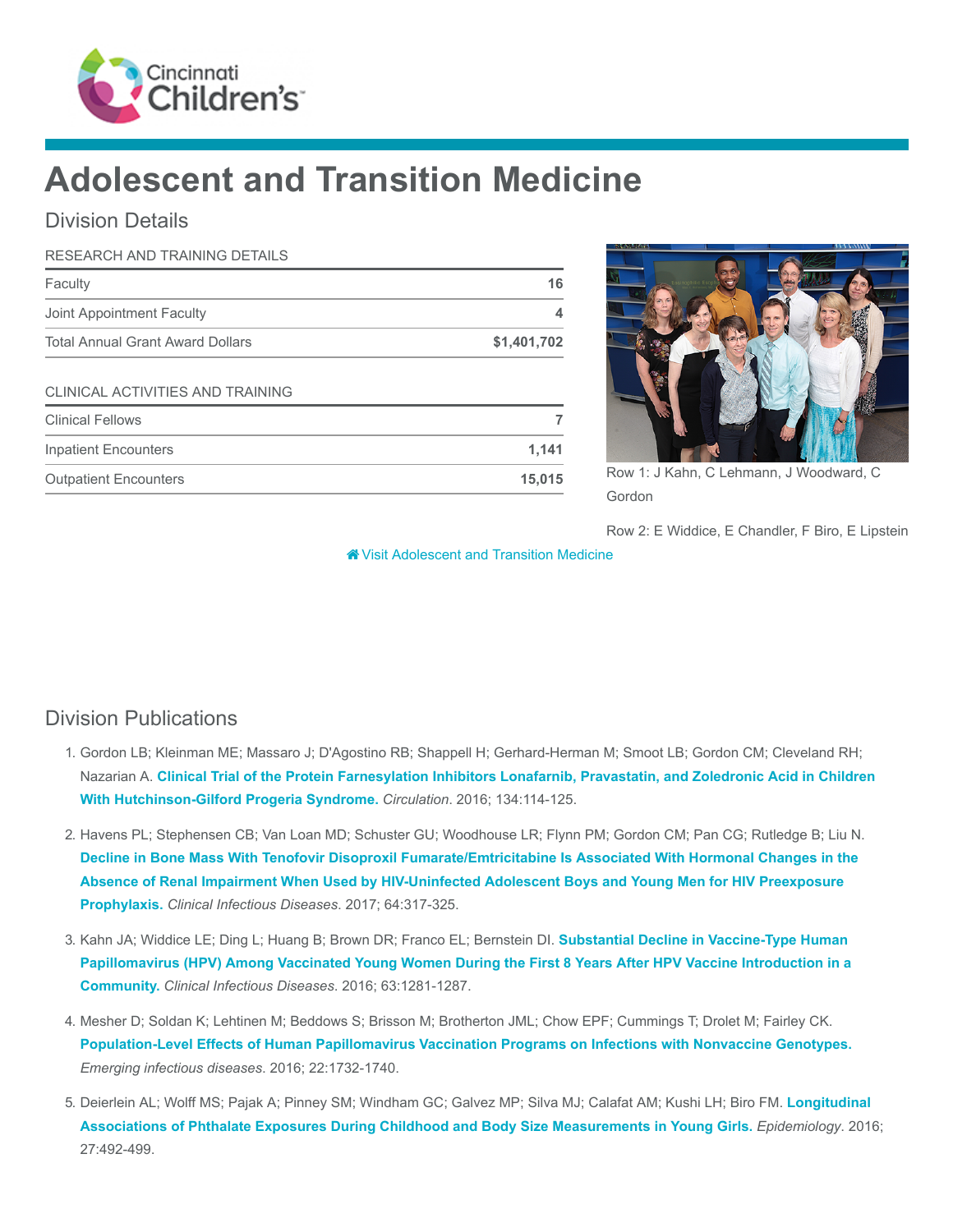Cincinnati Children's

# Adolescent and Transition Medicine

## Division Details

| RESEARCH AND TRAINING DETAILS | |
|---|---|
| Faculty | **16** |
| Joint Appointment Faculty | **4** |
| Total Annual Grant Award Dollars | **$1,401,702** |

| CLINICAL ACTIVITIES AND TRAINING | |
|---|---|
| Clinical Fellows | **7** |
| Inpatient Encounters | **1,141** |
| Outpatient Encounters | **15,015** |

Row 1: J Kahn, C Lehmann, J Woodward, C Gordon

Row 2: E Widdice, E Chandler, F Biro, E Lipstein

Visit Adolescent and Transition Medicine

## Division Publications

1. Gordon LB; Kleinman ME; Massaro J; D'Agostino RB; Shappell H; Gerhard-Herman M; Smoot LB; Gordon CM; Cleveland RH; Nazarian A. **Clinical Trial of the Protein Farnesylation Inhibitors Lonafarnib, Pravastatin, and Zoledronic Acid in Children With Hutchinson-Gilford Progeria Syndrome.** *Circulation*. 2016; 134:114-125.

2. Havens PL; Stephensen CB; Van Loan MD; Schuster GU; Woodhouse LR; Flynn PM; Gordon CM; Pan CG; Rutledge B; Liu N. **Decline in Bone Mass With Tenofovir Disoproxil Fumarate/Emtricitabine Is Associated With Hormonal Changes in the Absence of Renal Impairment When Used by HIV-Uninfected Adolescent Boys and Young Men for HIV Preexposure Prophylaxis.** *Clinical Infectious Diseases*. 2017; 64:317-325.

3. Kahn JA; Widdice LE; Ding L; Huang B; Brown DR; Franco EL; Bernstein DI. **Substantial Decline in Vaccine-Type Human Papillomavirus (HPV) Among Vaccinated Young Women During the First 8 Years After HPV Vaccine Introduction in a Community.** *Clinical Infectious Diseases*. 2016; 63:1281-1287.

4. Mesher D; Soldan K; Lehtinen M; Beddows S; Brisson M; Brotherton JML; Chow EPF; Cummings T; Drolet M; Fairley CK. **Population-Level Effects of Human Papillomavirus Vaccination Programs on Infections with Nonvaccine Genotypes.** *Emerging infectious diseases*. 2016; 22:1732-1740.

5. Deierlein AL; Wolff MS; Pajak A; Pinney SM; Windham GC; Galvez MP; Silva MJ; Calafat AM; Kushi LH; Biro FM. **Longitudinal Associations of Phthalate Exposures During Childhood and Body Size Measurements in Young Girls.** *Epidemiology*. 2016; 27:492-499.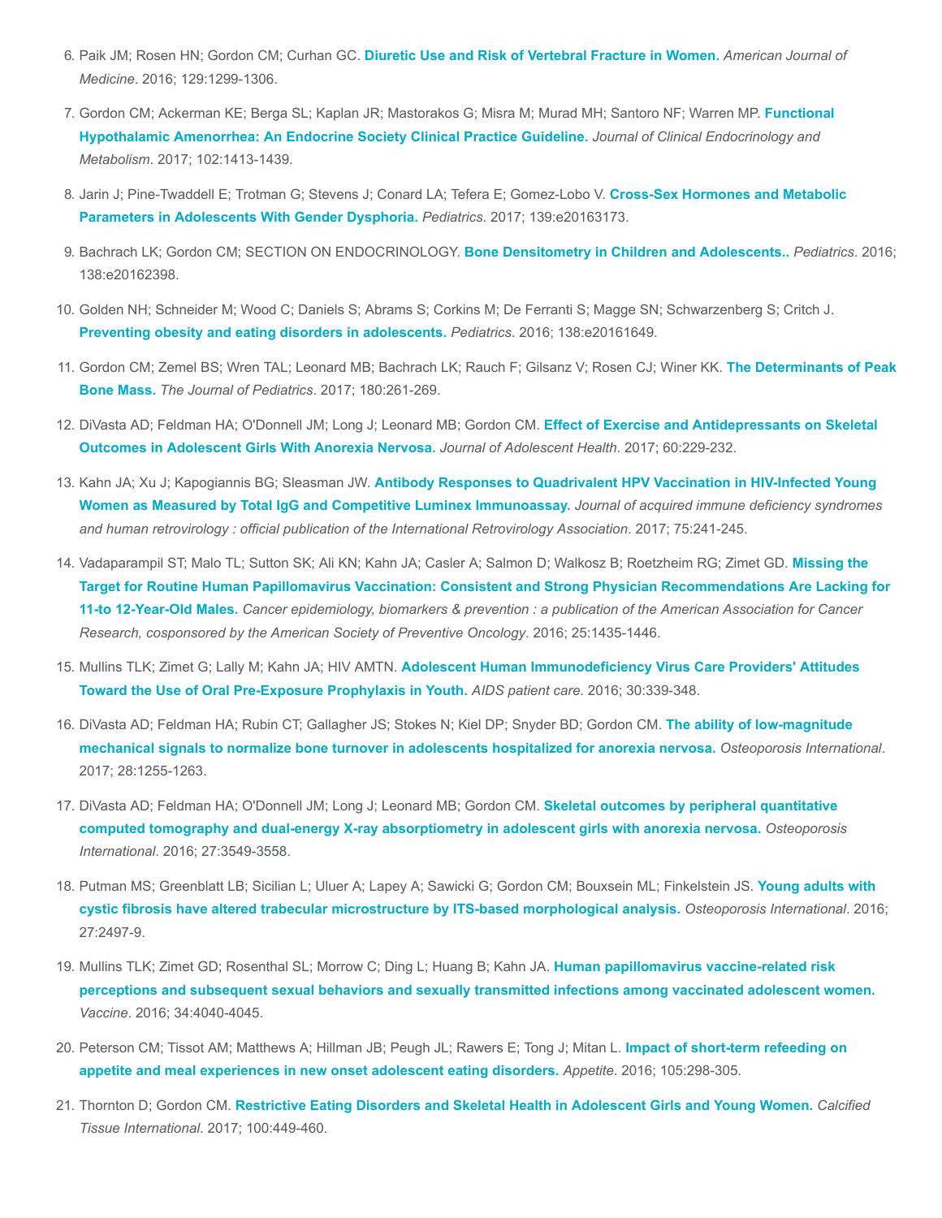6. Paik JM; Rosen HN; Gordon CM; Curhan GC. **Diuretic Use and Risk of Vertebral Fracture in Women.** *American Journal of Medicine*. 2016; 129:1299-1306.
7. Gordon CM; Ackerman KE; Berga SL; Kaplan JR; Mastorakos G; Misra M; Murad MH; Santoro NF; Warren MP. **Functional Hypothalamic Amenorrhea: An Endocrine Society Clinical Practice Guideline.** *Journal of Clinical Endocrinology and Metabolism*. 2017; 102:1413-1439.
8. Jarin J; Pine-Twaddell E; Trotman G; Stevens J; Conard LA; Tefera E; Gomez-Lobo V. **Cross-Sex Hormones and Metabolic Parameters in Adolescents With Gender Dysphoria.** *Pediatrics*. 2017; 139:e20163173.
9. Bachrach LK; Gordon CM; SECTION ON ENDOCRINOLOGY. **Bone Densitometry in Children and Adolescents..** *Pediatrics*. 2016; 138:e20162398.
10. Golden NH; Schneider M; Wood C; Daniels S; Abrams S; Corkins M; De Ferranti S; Magge SN; Schwarzenberg S; Critch J. **Preventing obesity and eating disorders in adolescents.** *Pediatrics*. 2016; 138:e20161649.
11. Gordon CM; Zemel BS; Wren TAL; Leonard MB; Bachrach LK; Rauch F; Gilsanz V; Rosen CJ; Winer KK. **The Determinants of Peak Bone Mass.** *The Journal of Pediatrics*. 2017; 180:261-269.
12. DiVasta AD; Feldman HA; O'Donnell JM; Long J; Leonard MB; Gordon CM. **Effect of Exercise and Antidepressants on Skeletal Outcomes in Adolescent Girls With Anorexia Nervosa.** *Journal of Adolescent Health*. 2017; 60:229-232.
13. Kahn JA; Xu J; Kapogiannis BG; Sleasman JW. **Antibody Responses to Quadrivalent HPV Vaccination in HIV-Infected Young Women as Measured by Total IgG and Competitive Luminex Immunoassay.** *Journal of acquired immune deficiency syndromes and human retrovirology : official publication of the International Retrovirology Association*. 2017; 75:241-245.
14. Vadaparampil ST; Malo TL; Sutton SK; Ali KN; Kahn JA; Casler A; Salmon D; Walkosz B; Roetzheim RG; Zimet GD. **Missing the Target for Routine Human Papillomavirus Vaccination: Consistent and Strong Physician Recommendations Are Lacking for 11-to 12-Year-Old Males.** *Cancer epidemiology, biomarkers & prevention : a publication of the American Association for Cancer Research, cosponsored by the American Society of Preventive Oncology*. 2016; 25:1435-1446.
15. Mullins TLK; Zimet G; Lally M; Kahn JA; HIV AMTN. **Adolescent Human Immunodeficiency Virus Care Providers' Attitudes Toward the Use of Oral Pre-Exposure Prophylaxis in Youth.** *AIDS patient care*. 2016; 30:339-348.
16. DiVasta AD; Feldman HA; Rubin CT; Gallagher JS; Stokes N; Kiel DP; Snyder BD; Gordon CM. **The ability of low-magnitude mechanical signals to normalize bone turnover in adolescents hospitalized for anorexia nervosa.** *Osteoporosis International*. 2017; 28:1255-1263.
17. DiVasta AD; Feldman HA; O'Donnell JM; Long J; Leonard MB; Gordon CM. **Skeletal outcomes by peripheral quantitative computed tomography and dual-energy X-ray absorptiometry in adolescent girls with anorexia nervosa.** *Osteoporosis International*. 2016; 27:3549-3558.
18. Putman MS; Greenblatt LB; Sicilian L; Uluer A; Lapey A; Sawicki G; Gordon CM; Bouxsein ML; Finkelstein JS. **Young adults with cystic fibrosis have altered trabecular microstructure by ITS-based morphological analysis.** *Osteoporosis International*. 2016; 27:2497-9.
19. Mullins TLK; Zimet GD; Rosenthal SL; Morrow C; Ding L; Huang B; Kahn JA. **Human papillomavirus vaccine-related risk perceptions and subsequent sexual behaviors and sexually transmitted infections among vaccinated adolescent women.** *Vaccine*. 2016; 34:4040-4045.
20. Peterson CM; Tissot AM; Matthews A; Hillman JB; Peugh JL; Rawers E; Tong J; Mitan L. **Impact of short-term refeeding on appetite and meal experiences in new onset adolescent eating disorders.** *Appetite*. 2016; 105:298-305.
21. Thornton D; Gordon CM. **Restrictive Eating Disorders and Skeletal Health in Adolescent Girls and Young Women.** *Calcified Tissue International*. 2017; 100:449-460.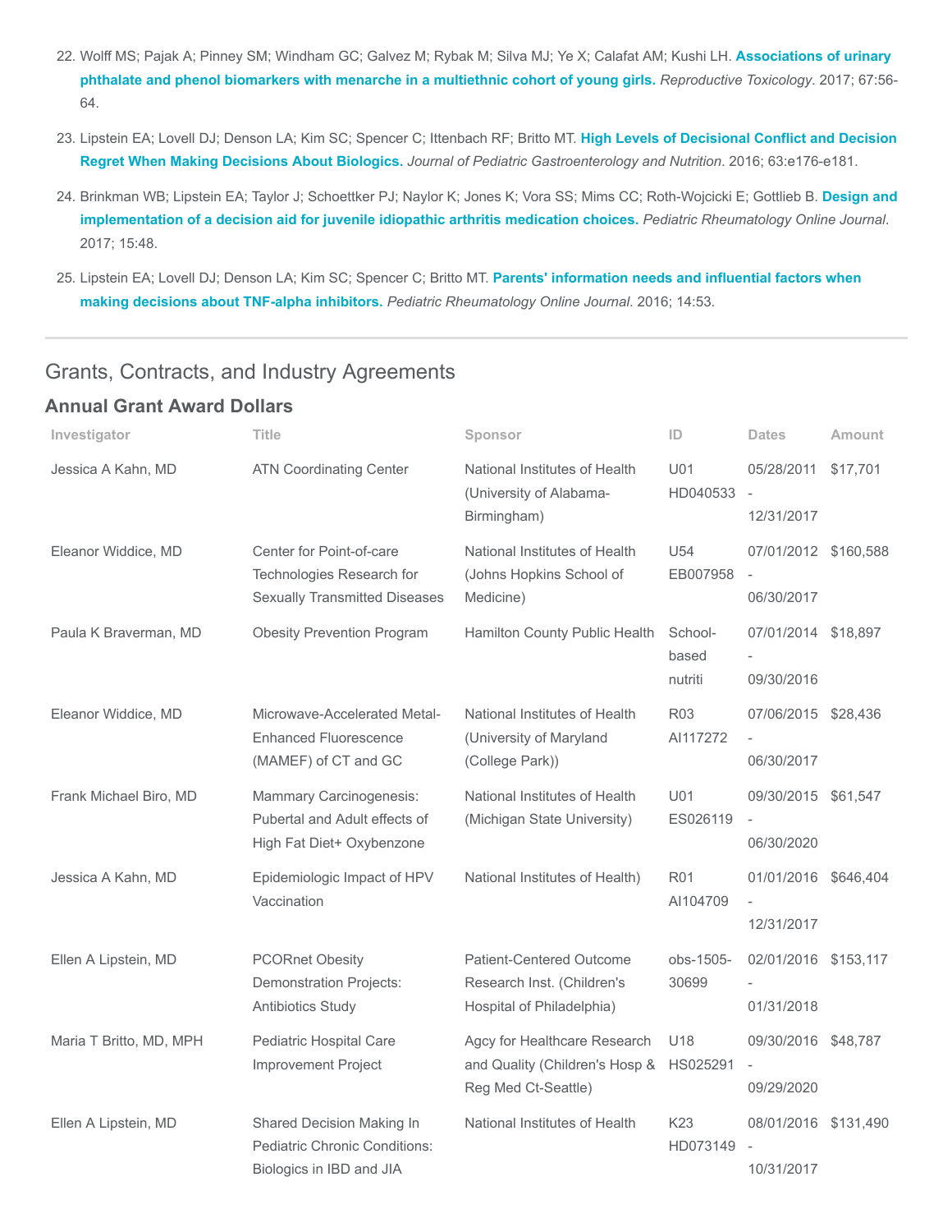22. Wolff MS; Pajak A; Pinney SM; Windham GC; Galvez M; Rybak M; Silva MJ; Ye X; Calafat AM; Kushi LH. **Associations of urinary phthalate and phenol biomarkers with menarche in a multiethnic cohort of young girls.** *Reproductive Toxicology*. 2017; 67:56-64.

23. Lipstein EA; Lovell DJ; Denson LA; Kim SC; Spencer C; Ittenbach RF; Britto MT. **High Levels of Decisional Conflict and Decision Regret When Making Decisions About Biologics.** *Journal of Pediatric Gastroenterology and Nutrition*. 2016; 63:e176-e181.

24. Brinkman WB; Lipstein EA; Taylor J; Schoettker PJ; Naylor K; Jones K; Vora SS; Mims CC; Roth-Wojcicki E; Gottlieb B. **Design and implementation of a decision aid for juvenile idiopathic arthritis medication choices.** *Pediatric Rheumatology Online Journal*. 2017; 15:48.

25. Lipstein EA; Lovell DJ; Denson LA; Kim SC; Spencer C; Britto MT. **Parents' information needs and influential factors when making decisions about TNF-alpha inhibitors.** *Pediatric Rheumatology Online Journal*. 2016; 14:53.

---

## Grants, Contracts, and Industry Agreements

### Annual Grant Award Dollars

| Investigator | Title | Sponsor | ID | Dates | Amount |
|---|---|---|---|---|---|
| Jessica A Kahn, MD | ATN Coordinating Center | National Institutes of Health (University of Alabama-Birmingham) | U01 HD040533 | 05/28/2011 - 12/31/2017 | $17,701 |
| Eleanor Widdice, MD | Center for Point-of-care Technologies Research for Sexually Transmitted Diseases | National Institutes of Health (Johns Hopkins School of Medicine) | U54 EB007958 | 07/01/2012 - 06/30/2017 | $160,588 |
| Paula K Braverman, MD | Obesity Prevention Program | Hamilton County Public Health | School-based nutriti | 07/01/2014 - 09/30/2016 | $18,897 |
| Eleanor Widdice, MD | Microwave-Accelerated Metal-Enhanced Fluorescence (MAMEF) of CT and GC | National Institutes of Health (University of Maryland (College Park)) | R03 AI117272 | 07/06/2015 - 06/30/2017 | $28,436 |
| Frank Michael Biro, MD | Mammary Carcinogenesis: Pubertal and Adult effects of High Fat Diet+ Oxybenzone | National Institutes of Health (Michigan State University) | U01 ES026119 | 09/30/2015 - 06/30/2020 | $61,547 |
| Jessica A Kahn, MD | Epidemiologic Impact of HPV Vaccination | National Institutes of Health) | R01 AI104709 | 01/01/2016 - 12/31/2017 | $646,404 |
| Ellen A Lipstein, MD | PCORnet Obesity Demonstration Projects: Antibiotics Study | Patient-Centered Outcome Research Inst. (Children's Hospital of Philadelphia) | obs-1505-30699 | 02/01/2016 - 01/31/2018 | $153,117 |
| Maria T Britto, MD, MPH | Pediatric Hospital Care Improvement Project | Agcy for Healthcare Research and Quality (Children's Hosp & Reg Med Ct-Seattle) | U18 HS025291 | 09/30/2016 - 09/29/2020 | $48,787 |
| Ellen A Lipstein, MD | Shared Decision Making In Pediatric Chronic Conditions: Biologics in IBD and JIA | National Institutes of Health | K23 HD073149 | 08/01/2016 - 10/31/2017 | $131,490 |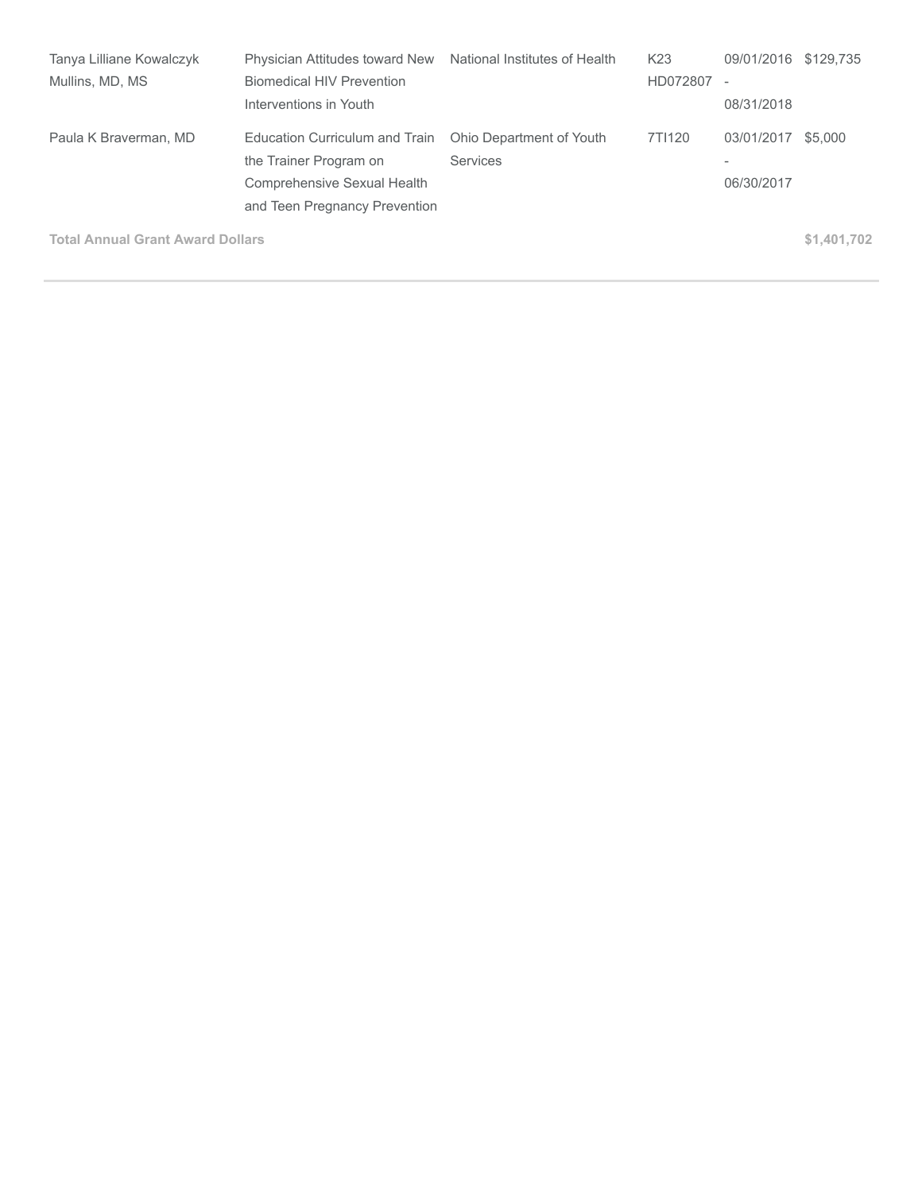| | | | | | |
|---|---|---|---|---|---|
| Tanya Lilliane Kowalczyk Mullins, MD, MS | Physician Attitudes toward New Biomedical HIV Prevention Interventions in Youth | National Institutes of Health | K23 HD072807 | 09/01/2016 - 08/31/2018 | $129,735 |
| Paula K Braverman, MD | Education Curriculum and Train the Trainer Program on Comprehensive Sexual Health and Teen Pregnancy Prevention | Ohio Department of Youth Services | 7TI120 | 03/01/2017 - 06/30/2017 | $5,000 |
| **Total Annual Grant Award Dollars** | | | | | **$1,401,702** |